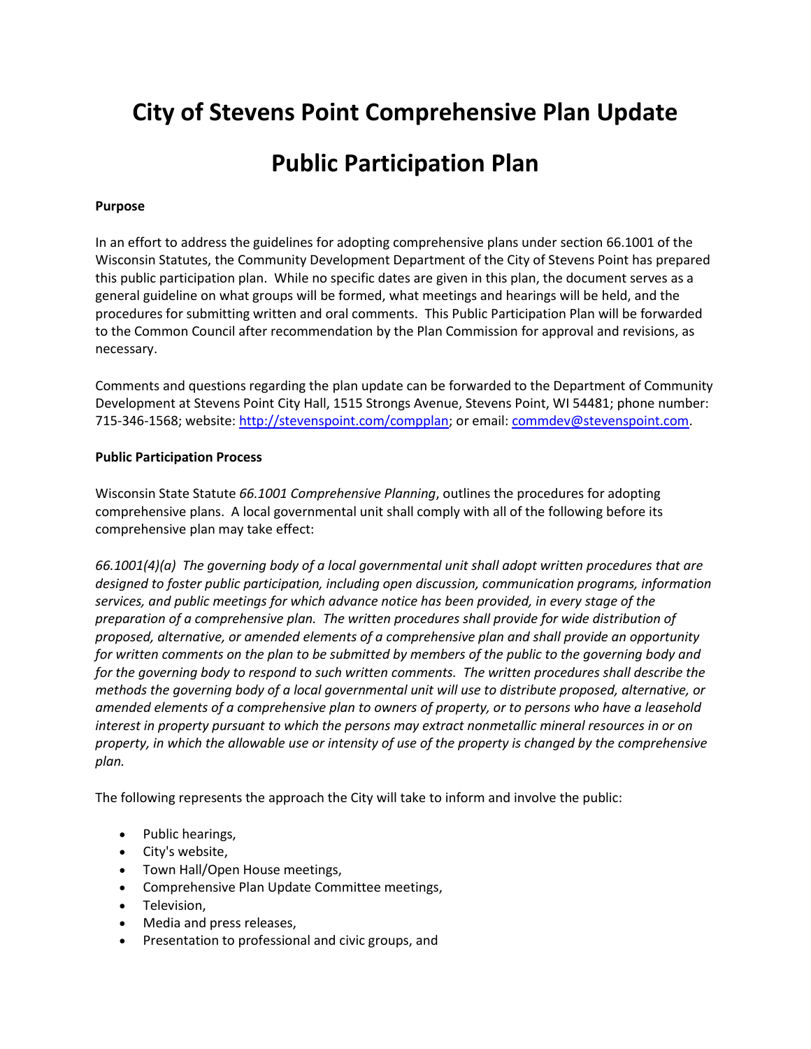# City of Stevens Point Comprehensive Plan Update

# Public Participation Plan

**Purpose**

In an effort to address the guidelines for adopting comprehensive plans under section 66.1001 of the Wisconsin Statutes, the Community Development Department of the City of Stevens Point has prepared this public participation plan. While no specific dates are given in this plan, the document serves as a general guideline on what groups will be formed, what meetings and hearings will be held, and the procedures for submitting written and oral comments. This Public Participation Plan will be forwarded to the Common Council after recommendation by the Plan Commission for approval and revisions, as necessary.

Comments and questions regarding the plan update can be forwarded to the Department of Community Development at Stevens Point City Hall, 1515 Strongs Avenue, Stevens Point, WI 54481; phone number: 715-346-1568; website: [http://stevenspoint.com/compplan](http://stevenspoint.com/compplan); or email: [commdev@stevenspoint.com](mailto:commdev@stevenspoint.com).

**Public Participation Process**

Wisconsin State Statute *66.1001 Comprehensive Planning*, outlines the procedures for adopting comprehensive plans. A local governmental unit shall comply with all of the following before its comprehensive plan may take effect:

*66.1001(4)(a) The governing body of a local governmental unit shall adopt written procedures that are designed to foster public participation, including open discussion, communication programs, information services, and public meetings for which advance notice has been provided, in every stage of the preparation of a comprehensive plan. The written procedures shall provide for wide distribution of proposed, alternative, or amended elements of a comprehensive plan and shall provide an opportunity for written comments on the plan to be submitted by members of the public to the governing body and for the governing body to respond to such written comments. The written procedures shall describe the methods the governing body of a local governmental unit will use to distribute proposed, alternative, or amended elements of a comprehensive plan to owners of property, or to persons who have a leasehold interest in property pursuant to which the persons may extract nonmetallic mineral resources in or on property, in which the allowable use or intensity of use of the property is changed by the comprehensive plan.*

The following represents the approach the City will take to inform and involve the public:

- Public hearings,
- City's website,
- Town Hall/Open House meetings,
- Comprehensive Plan Update Committee meetings,
- Television,
- Media and press releases,
- Presentation to professional and civic groups, and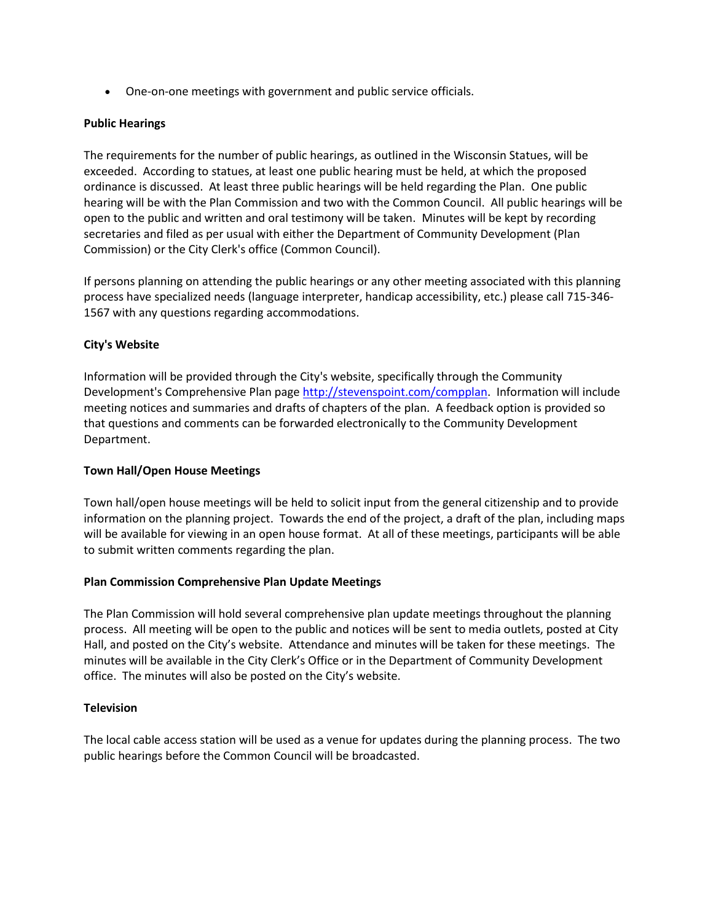- One-on-one meetings with government and public service officials.

**Public Hearings**

The requirements for the number of public hearings, as outlined in the Wisconsin Statues, will be exceeded. According to statues, at least one public hearing must be held, at which the proposed ordinance is discussed. At least three public hearings will be held regarding the Plan. One public hearing will be with the Plan Commission and two with the Common Council. All public hearings will be open to the public and written and oral testimony will be taken. Minutes will be kept by recording secretaries and filed as per usual with either the Department of Community Development (Plan Commission) or the City Clerk's office (Common Council).

If persons planning on attending the public hearings or any other meeting associated with this planning process have specialized needs (language interpreter, handicap accessibility, etc.) please call 715-346-1567 with any questions regarding accommodations.

**City's Website**

Information will be provided through the City's website, specifically through the Community Development's Comprehensive Plan page http://stevenspoint.com/compplan. Information will include meeting notices and summaries and drafts of chapters of the plan. A feedback option is provided so that questions and comments can be forwarded electronically to the Community Development Department.

**Town Hall/Open House Meetings**

Town hall/open house meetings will be held to solicit input from the general citizenship and to provide information on the planning project. Towards the end of the project, a draft of the plan, including maps will be available for viewing in an open house format. At all of these meetings, participants will be able to submit written comments regarding the plan.

**Plan Commission Comprehensive Plan Update Meetings**

The Plan Commission will hold several comprehensive plan update meetings throughout the planning process. All meeting will be open to the public and notices will be sent to media outlets, posted at City Hall, and posted on the City's website. Attendance and minutes will be taken for these meetings. The minutes will be available in the City Clerk's Office or in the Department of Community Development office. The minutes will also be posted on the City's website.

**Television**

The local cable access station will be used as a venue for updates during the planning process. The two public hearings before the Common Council will be broadcasted.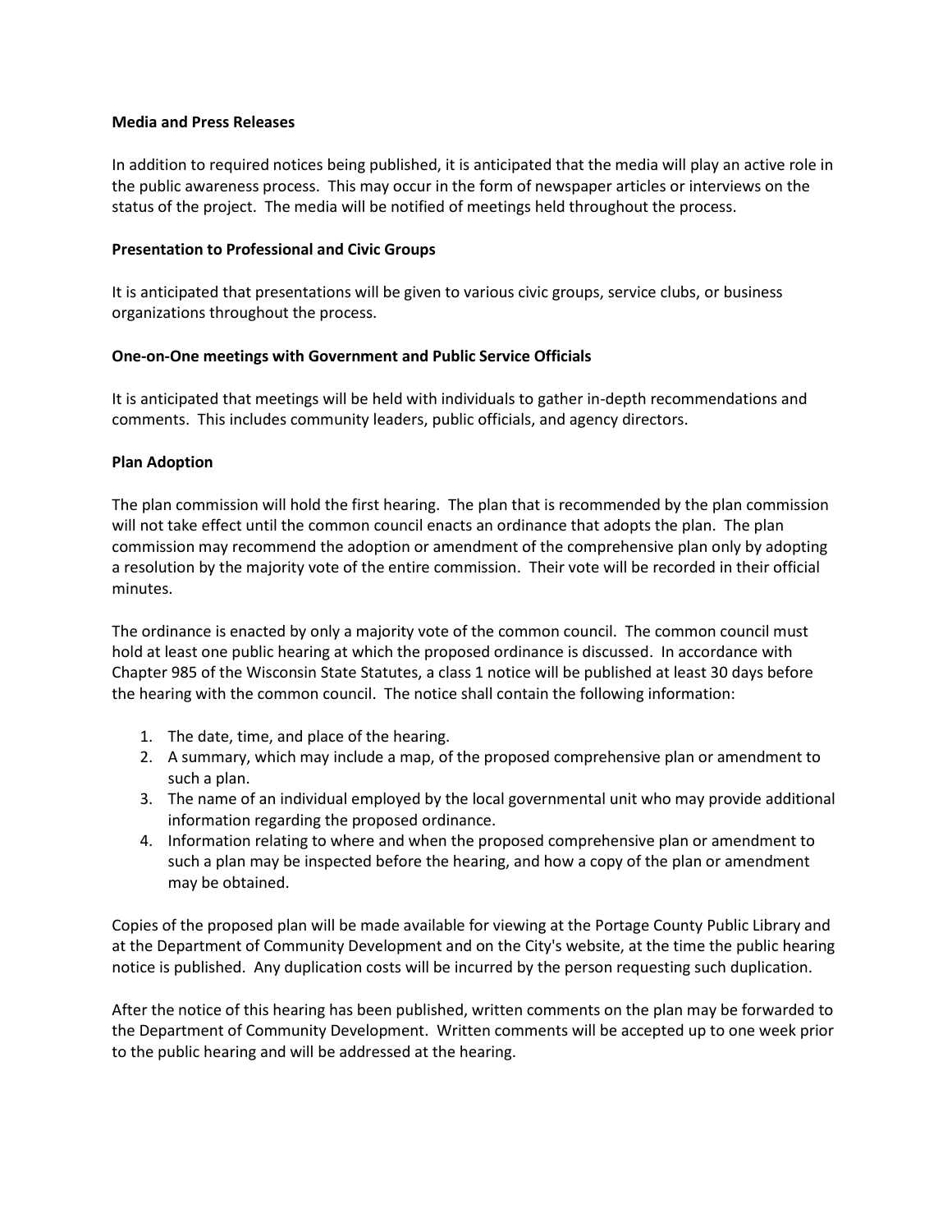**Media and Press Releases**

In addition to required notices being published, it is anticipated that the media will play an active role in the public awareness process. This may occur in the form of newspaper articles or interviews on the status of the project. The media will be notified of meetings held throughout the process.

**Presentation to Professional and Civic Groups**

It is anticipated that presentations will be given to various civic groups, service clubs, or business organizations throughout the process.

**One-on-One meetings with Government and Public Service Officials**

It is anticipated that meetings will be held with individuals to gather in-depth recommendations and comments. This includes community leaders, public officials, and agency directors.

**Plan Adoption**

The plan commission will hold the first hearing. The plan that is recommended by the plan commission will not take effect until the common council enacts an ordinance that adopts the plan. The plan commission may recommend the adoption or amendment of the comprehensive plan only by adopting a resolution by the majority vote of the entire commission. Their vote will be recorded in their official minutes.

The ordinance is enacted by only a majority vote of the common council. The common council must hold at least one public hearing at which the proposed ordinance is discussed. In accordance with Chapter 985 of the Wisconsin State Statutes, a class 1 notice will be published at least 30 days before the hearing with the common council. The notice shall contain the following information:

1. The date, time, and place of the hearing.
2. A summary, which may include a map, of the proposed comprehensive plan or amendment to such a plan.
3. The name of an individual employed by the local governmental unit who may provide additional information regarding the proposed ordinance.
4. Information relating to where and when the proposed comprehensive plan or amendment to such a plan may be inspected before the hearing, and how a copy of the plan or amendment may be obtained.

Copies of the proposed plan will be made available for viewing at the Portage County Public Library and at the Department of Community Development and on the City's website, at the time the public hearing notice is published. Any duplication costs will be incurred by the person requesting such duplication.

After the notice of this hearing has been published, written comments on the plan may be forwarded to the Department of Community Development. Written comments will be accepted up to one week prior to the public hearing and will be addressed at the hearing.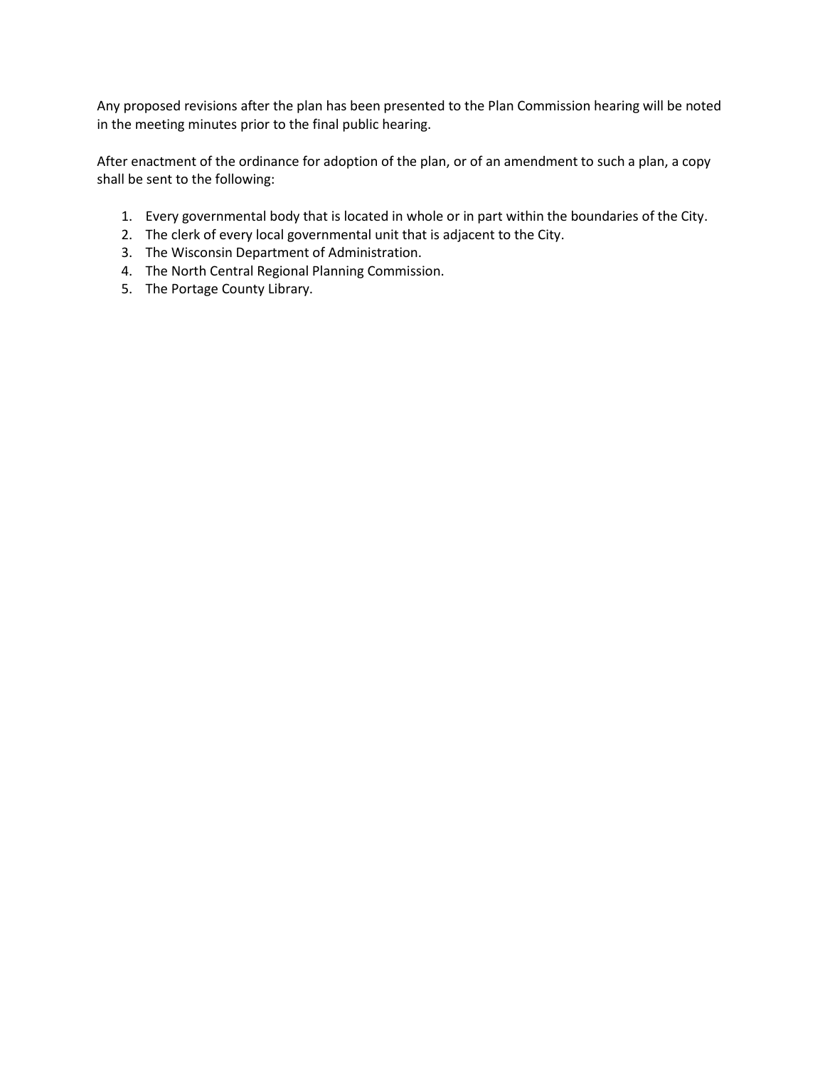Any proposed revisions after the plan has been presented to the Plan Commission hearing will be noted in the meeting minutes prior to the final public hearing.

After enactment of the ordinance for adoption of the plan, or of an amendment to such a plan, a copy shall be sent to the following:

1. Every governmental body that is located in whole or in part within the boundaries of the City.
2. The clerk of every local governmental unit that is adjacent to the City.
3. The Wisconsin Department of Administration.
4. The North Central Regional Planning Commission.
5. The Portage County Library.